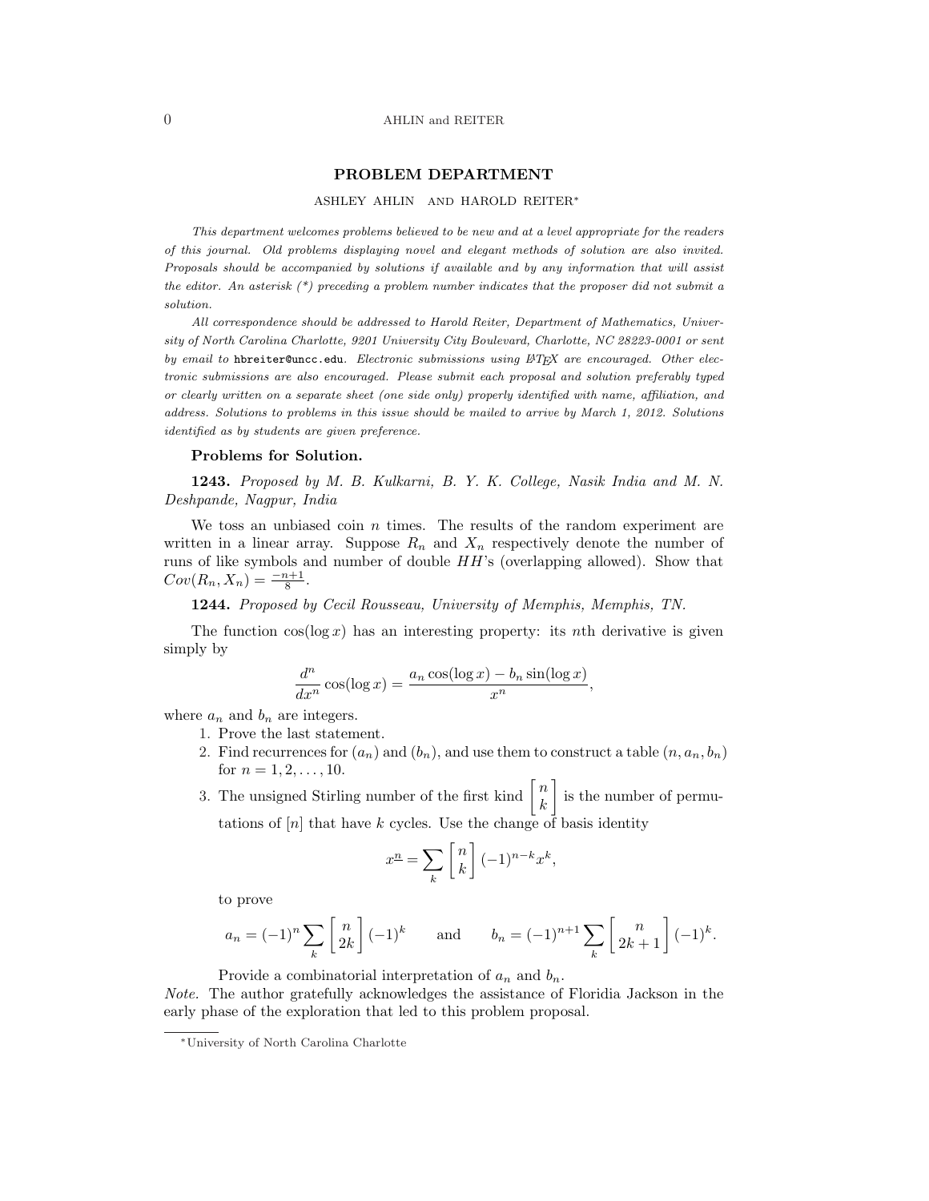## PROBLEM DEPARTMENT

ASHLEY AHLIN AND HAROLD REITER[*]

*This department welcomes problems believed to be new and at a level appropriate for the readers of this journal. Old problems displaying novel and elegant methods of solution are also invited. Proposals should be accompanied by solutions if available and by any information that will assist the editor. An asterisk (\*) preceding a problem number indicates that the proposer did not submit a solution.*

*All correspondence should be addressed to Harold Reiter, Department of Mathematics, University of North Carolina Charlotte, 9201 University City Boulevard, Charlotte, NC 28223-0001 or sent by email to* `hbreiter@uncc.edu`*. Electronic submissions using LaTeX are encouraged. Other electronic submissions are also encouraged. Please submit each proposal and solution preferably typed or clearly written on a separate sheet (one side only) properly identified with name, affiliation, and address. Solutions to problems in this issue should be mailed to arrive by March 1, 2012. Solutions identified as by students are given preference.*

### Problems for Solution.

**1243.** *Proposed by M. B. Kulkarni, B. Y. K. College, Nasik India and M. N. Deshpande, Nagpur, India*

We toss an unbiased coin $n$ times. The results of the random experiment are written in a linear array. Suppose $R_n$ and $X_n$ respectively denote the number of runs of like symbols and number of double $HH$'s (overlapping allowed). Show that $Cov(R_n, X_n) = \frac{-n+1}{8}$.

**1244.** *Proposed by Cecil Rousseau, University of Memphis, Memphis, TN.*

The function $\cos(\log x)$ has an interesting property: its $n$th derivative is given simply by

$$\frac{d^n}{dx^n}\cos(\log x) = \frac{a_n \cos(\log x) - b_n \sin(\log x)}{x^n},$$

where $a_n$ and $b_n$ are integers.

1. Prove the last statement.
2. Find recurrences for $(a_n)$ and $(b_n)$, and use them to construct a table $(n, a_n, b_n)$ for $n = 1, 2, \ldots, 10$.
3. The unsigned Stirling number of the first kind $\left[ n \atop k \right]$ is the number of permutations of $[n]$ that have $k$ cycles. Use the change of basis identity

$$x^{\underline{n}} = \sum_k \left[ n \atop k \right] (-1)^{n-k} x^k,$$

to prove

$$a_n = (-1)^n \sum_k \left[ n \atop 2k \right] (-1)^k \qquad \text{and} \qquad b_n = (-1)^{n+1} \sum_k \left[ n \atop 2k+1 \right] (-1)^k.$$

Provide a combinatorial interpretation of $a_n$ and $b_n$.

*Note.* The author gratefully acknowledges the assistance of Floridia Jackson in the early phase of the exploration that led to this problem proposal.

[*]University of North Carolina Charlotte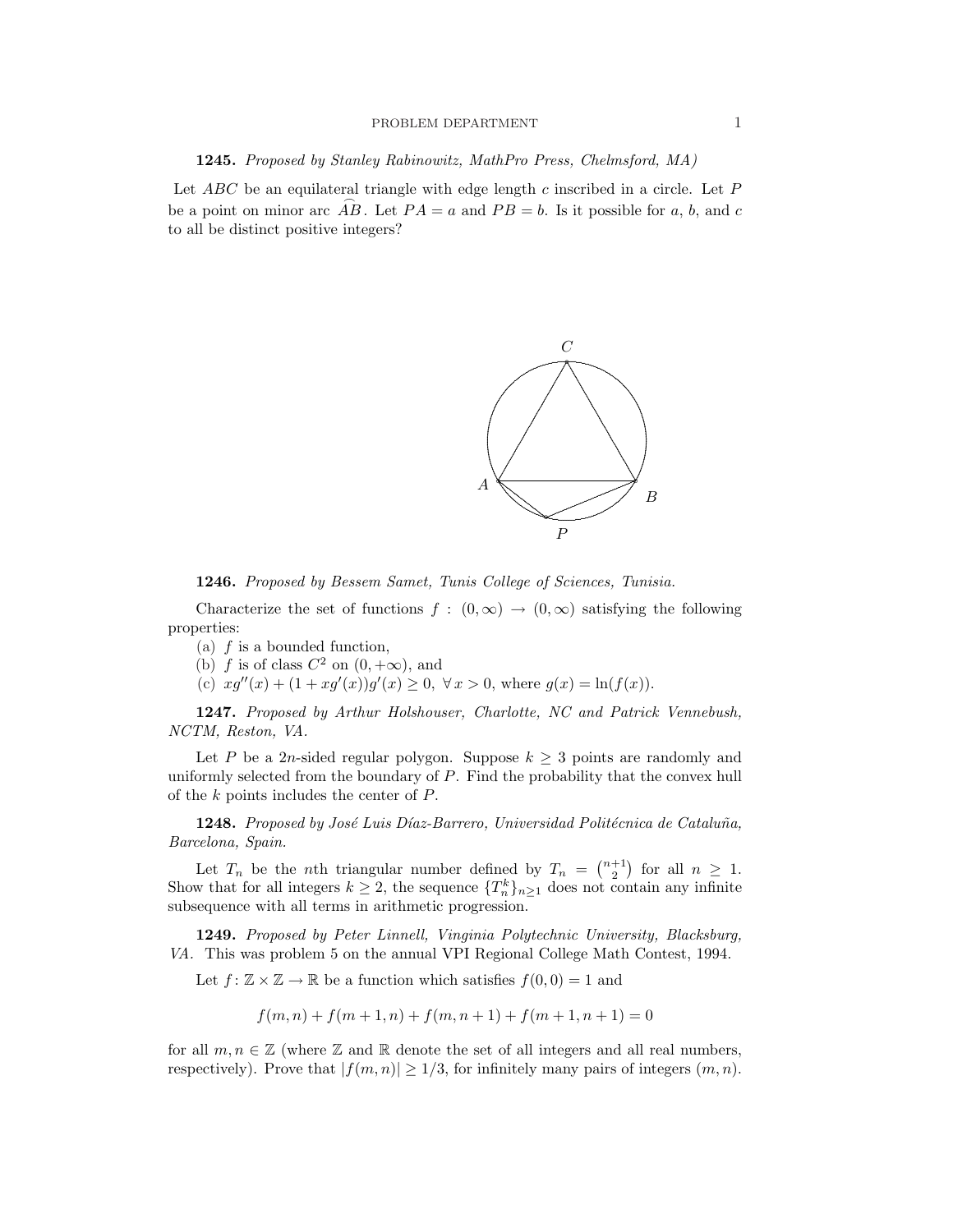**1245.** *Proposed by Stanley Rabinowitz, MathPro Press, Chelmsford, MA)*

Let $ABC$ be an equilateral triangle with edge length $c$ inscribed in a circle. Let $P$ be a point on minor arc $\widehat{AB}$. Let $PA = a$ and $PB = b$. Is it possible for $a$, $b$, and $c$ to all be distinct positive integers?

**1246.** *Proposed by Bessem Samet, Tunis College of Sciences, Tunisia.*

Characterize the set of functions $f : (0, \infty) \to (0, \infty)$ satisfying the following properties:

(a) $f$ is a bounded function,
(b) $f$ is of class $C^2$ on $(0, +\infty)$, and
(c) $xg''(x) + (1 + xg'(x))g'(x) \geq 0, \ \forall\, x > 0$, where $g(x) = \ln(f(x))$.

**1247.** *Proposed by Arthur Holshouser, Charlotte, NC and Patrick Vennebush, NCTM, Reston, VA.*

Let $P$ be a $2n$-sided regular polygon. Suppose $k \geq 3$ points are randomly and uniformly selected from the boundary of $P$. Find the probability that the convex hull of the $k$ points includes the center of $P$.

**1248.** *Proposed by José Luis Díaz-Barrero, Universidad Politécnica de Cataluña, Barcelona, Spain.*

Let $T_n$ be the $n$th triangular number defined by $T_n = \binom{n+1}{2}$ for all $n \geq 1$. Show that for all integers $k \geq 2$, the sequence $\{T_n^k\}_{n \geq 1}$ does not contain any infinite subsequence with all terms in arithmetic progression.

**1249.** *Proposed by Peter Linnell, Vinginia Polytechnic University, Blacksburg, VA.* This was problem 5 on the annual VPI Regional College Math Contest, 1994.

Let $f \colon \mathbb{Z} \times \mathbb{Z} \to \mathbb{R}$ be a function which satisfies $f(0, 0) = 1$ and

$$f(m, n) + f(m + 1, n) + f(m, n + 1) + f(m + 1, n + 1) = 0$$

for all $m, n \in \mathbb{Z}$ (where $\mathbb{Z}$ and $\mathbb{R}$ denote the set of all integers and all real numbers, respectively). Prove that $|f(m, n)| \geq 1/3$, for infinitely many pairs of integers $(m, n)$.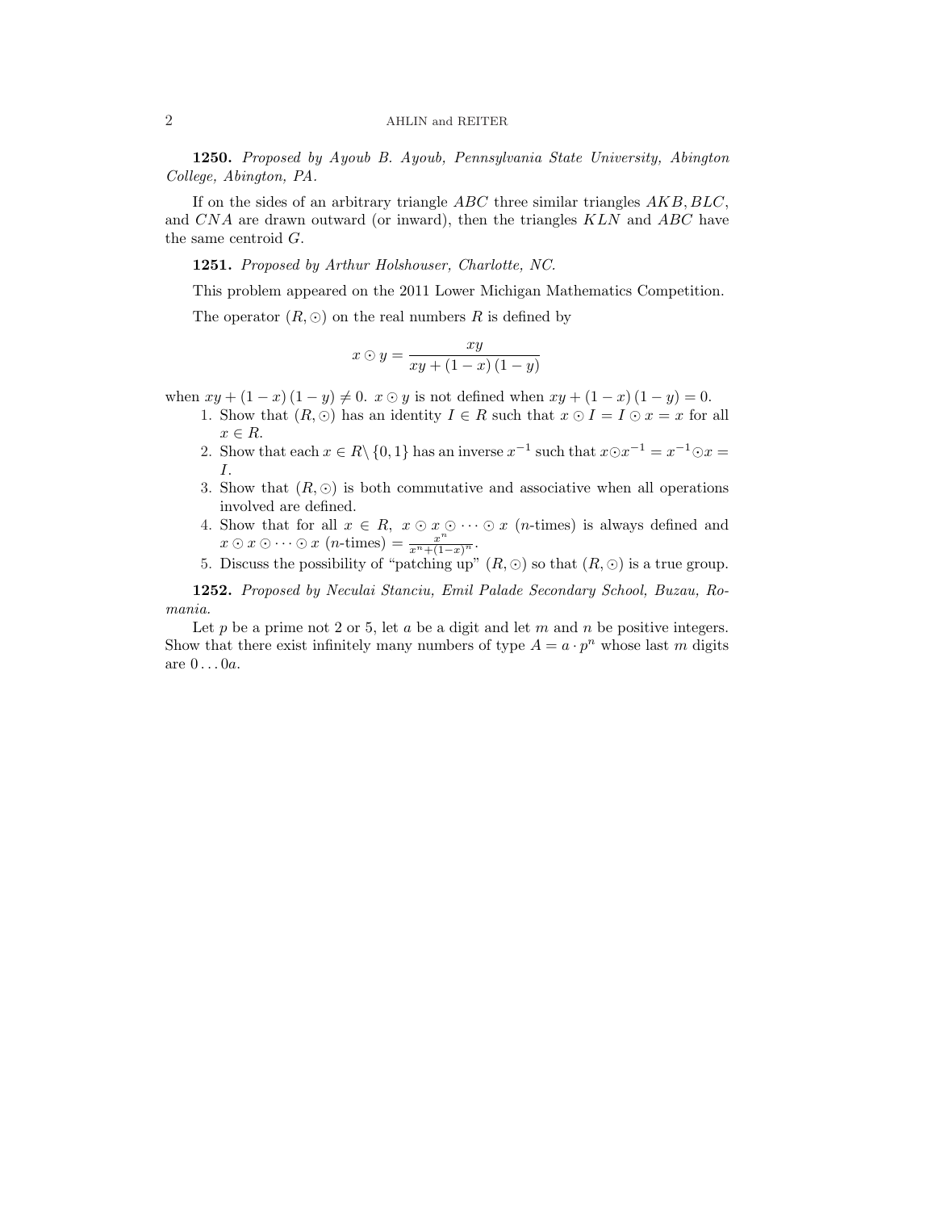**1250.** *Proposed by Ayoub B. Ayoub, Pennsylvania State University, Abington College, Abington, PA.*

If on the sides of an arbitrary triangle $ABC$ three similar triangles $AKB, BLC$, and $CNA$ are drawn outward (or inward), then the triangles $KLN$ and $ABC$ have the same centroid $G$.

**1251.** *Proposed by Arthur Holshouser, Charlotte, NC.*

This problem appeared on the 2011 Lower Michigan Mathematics Competition.

The operator $(R, \odot)$ on the real numbers $R$ is defined by

$$x \odot y = \frac{xy}{xy + (1-x)(1-y)}$$

when $xy + (1-x)(1-y) \neq 0$. $x \odot y$ is not defined when $xy + (1-x)(1-y) = 0$.

1. Show that $(R, \odot)$ has an identity $I \in R$ such that $x \odot I = I \odot x = x$ for all $x \in R$.
2. Show that each $x \in R \backslash \{0, 1\}$ has an inverse $x^{-1}$ such that $x \odot x^{-1} = x^{-1} \odot x = I$.
3. Show that $(R, \odot)$ is both commutative and associative when all operations involved are defined.
4. Show that for all $x \in R$, $x \odot x \odot \cdots \odot x$ ($n$-times) is always defined and $x \odot x \odot \cdots \odot x$ ($n$-times) $= \frac{x^n}{x^n + (1-x)^n}$.
5. Discuss the possibility of "patching up" $(R, \odot)$ so that $(R, \odot)$ is a true group.

**1252.** *Proposed by Neculai Stanciu, Emil Palade Secondary School, Buzau, Romania.*

Let $p$ be a prime not 2 or 5, let $a$ be a digit and let $m$ and $n$ be positive integers. Show that there exist infinitely many numbers of type $A = a \cdot p^n$ whose last $m$ digits are $0 \ldots 0a$.